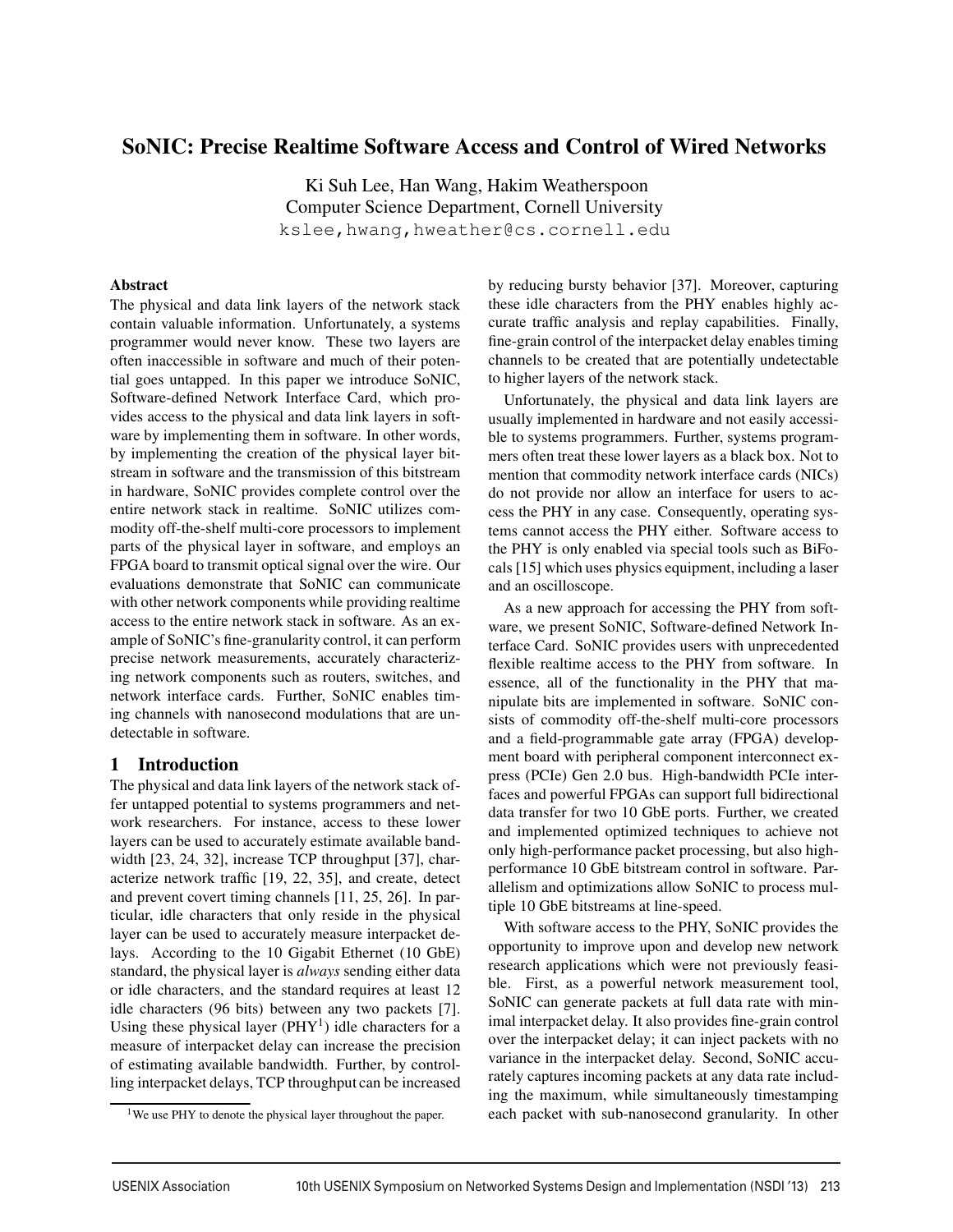# SoNIC: Precise Realtime Software Access and Control of Wired Networks

Ki Suh Lee, Han Wang, Hakim Weatherspoon
Computer Science Department, Cornell University
kslee,hwang,hweather@cs.cornell.edu

## Abstract

The physical and data link layers of the network stack contain valuable information. Unfortunately, a systems programmer would never know. These two layers are often inaccessible in software and much of their potential goes untapped. In this paper we introduce SoNIC, Software-defined Network Interface Card, which provides access to the physical and data link layers in software by implementing them in software. In other words, by implementing the creation of the physical layer bitstream in software and the transmission of this bitstream in hardware, SoNIC provides complete control over the entire network stack in realtime. SoNIC utilizes commodity off-the-shelf multi-core processors to implement parts of the physical layer in software, and employs an FPGA board to transmit optical signal over the wire. Our evaluations demonstrate that SoNIC can communicate with other network components while providing realtime access to the entire network stack in software. As an example of SoNIC's fine-granularity control, it can perform precise network measurements, accurately characterizing network components such as routers, switches, and network interface cards. Further, SoNIC enables timing channels with nanosecond modulations that are undetectable in software.

## 1 Introduction

The physical and data link layers of the network stack offer untapped potential to systems programmers and network researchers. For instance, access to these lower layers can be used to accurately estimate available bandwidth [23, 24, 32], increase TCP throughput [37], characterize network traffic [19, 22, 35], and create, detect and prevent covert timing channels [11, 25, 26]. In particular, idle characters that only reside in the physical layer can be used to accurately measure interpacket delays. According to the 10 Gigabit Ethernet (10 GbE) standard, the physical layer is *always* sending either data or idle characters, and the standard requires at least 12 idle characters (96 bits) between any two packets [7]. Using these physical layer (PHY[1]) idle characters for a measure of interpacket delay can increase the precision of estimating available bandwidth. Further, by controlling interpacket delays, TCP throughput can be increased by reducing bursty behavior [37]. Moreover, capturing these idle characters from the PHY enables highly accurate traffic analysis and replay capabilities. Finally, fine-grain control of the interpacket delay enables timing channels to be created that are potentially undetectable to higher layers of the network stack.

Unfortunately, the physical and data link layers are usually implemented in hardware and not easily accessible to systems programmers. Further, systems programmers often treat these lower layers as a black box. Not to mention that commodity network interface cards (NICs) do not provide nor allow an interface for users to access the PHY in any case. Consequently, operating systems cannot access the PHY either. Software access to the PHY is only enabled via special tools such as BiFocals [15] which uses physics equipment, including a laser and an oscilloscope.

As a new approach for accessing the PHY from software, we present SoNIC, Software-defined Network Interface Card. SoNIC provides users with unprecedented flexible realtime access to the PHY from software. In essence, all of the functionality in the PHY that manipulate bits are implemented in software. SoNIC consists of commodity off-the-shelf multi-core processors and a field-programmable gate array (FPGA) development board with peripheral component interconnect express (PCIe) Gen 2.0 bus. High-bandwidth PCIe interfaces and powerful FPGAs can support full bidirectional data transfer for two 10 GbE ports. Further, we created and implemented optimized techniques to achieve not only high-performance packet processing, but also high-performance 10 GbE bitstream control in software. Parallelism and optimizations allow SoNIC to process multiple 10 GbE bitstreams at line-speed.

With software access to the PHY, SoNIC provides the opportunity to improve upon and develop new network research applications which were not previously feasible. First, as a powerful network measurement tool, SoNIC can generate packets at full data rate with minimal interpacket delay. It also provides fine-grain control over the interpacket delay; it can inject packets with no variance in the interpacket delay. Second, SoNIC accurately captures incoming packets at any data rate including the maximum, while simultaneously timestamping each packet with sub-nanosecond granularity. In other

[1] We use PHY to denote the physical layer throughout the paper.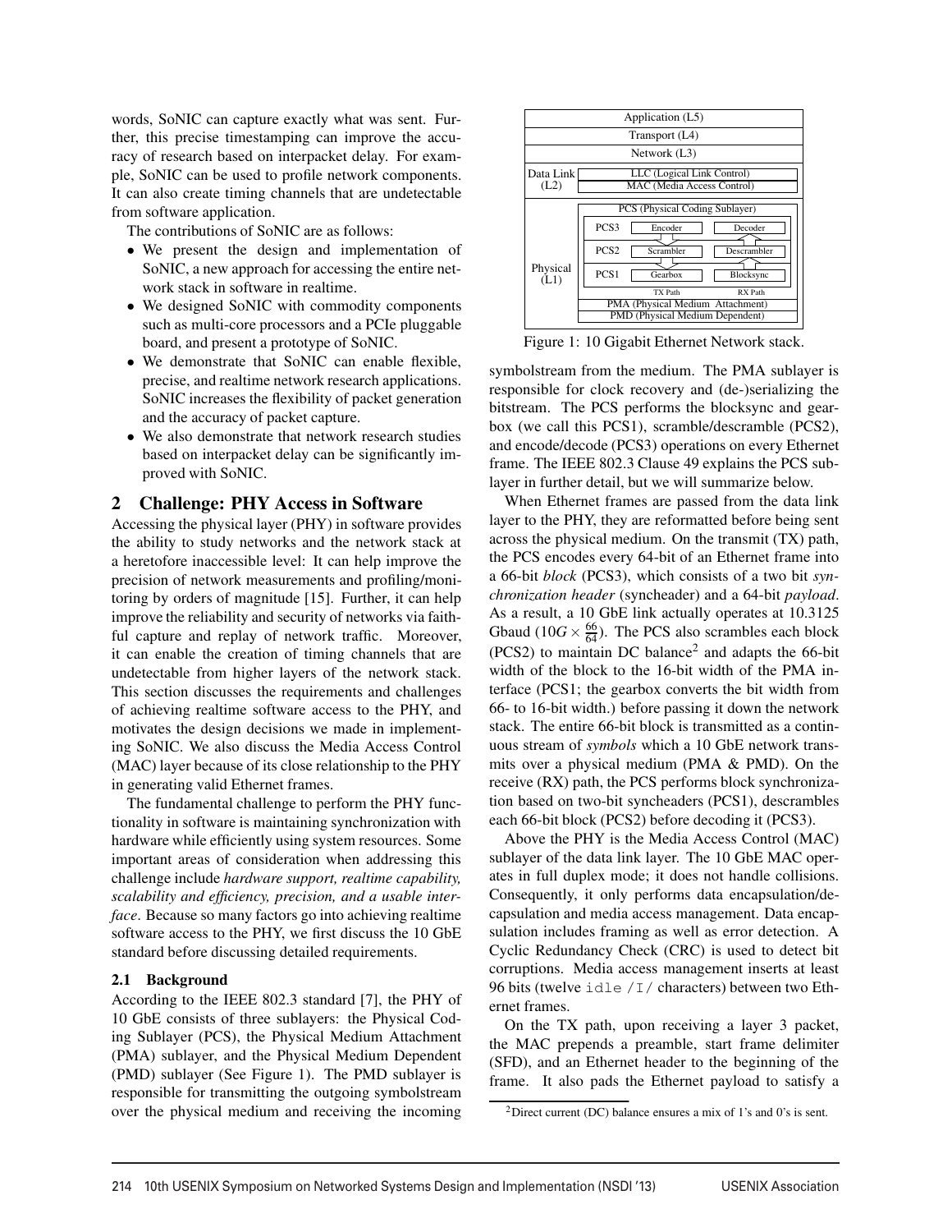words, SoNIC can capture exactly what was sent. Further, this precise timestamping can improve the accuracy of research based on interpacket delay. For example, SoNIC can be used to profile network components. It can also create timing channels that are undetectable from software application.

The contributions of SoNIC are as follows:

- We present the design and implementation of SoNIC, a new approach for accessing the entire network stack in software in realtime.
- We designed SoNIC with commodity components such as multi-core processors and a PCIe pluggable board, and present a prototype of SoNIC.
- We demonstrate that SoNIC can enable flexible, precise, and realtime network research applications. SoNIC increases the flexibility of packet generation and the accuracy of packet capture.
- We also demonstrate that network research studies based on interpacket delay can be significantly improved with SoNIC.

## 2 Challenge: PHY Access in Software

Accessing the physical layer (PHY) in software provides the ability to study networks and the network stack at a heretofore inaccessible level: It can help improve the precision of network measurements and profiling/monitoring by orders of magnitude [15]. Further, it can help improve the reliability and security of networks via faithful capture and replay of network traffic. Moreover, it can enable the creation of timing channels that are undetectable from higher layers of the network stack. This section discusses the requirements and challenges of achieving realtime software access to the PHY, and motivates the design decisions we made in implementing SoNIC. We also discuss the Media Access Control (MAC) layer because of its close relationship to the PHY in generating valid Ethernet frames.

The fundamental challenge to perform the PHY functionality in software is maintaining synchronization with hardware while efficiently using system resources. Some important areas of consideration when addressing this challenge include *hardware support, realtime capability, scalability and efficiency, precision, and a usable interface*. Because so many factors go into achieving realtime software access to the PHY, we first discuss the 10 GbE standard before discussing detailed requirements.

### 2.1 Background

According to the IEEE 802.3 standard [7], the PHY of 10 GbE consists of three sublayers: the Physical Coding Sublayer (PCS), the Physical Medium Attachment (PMA) sublayer, and the Physical Medium Dependent (PMD) sublayer (See Figure 1). The PMD sublayer is responsible for transmitting the outgoing symbolstream over the physical medium and receiving the incoming symbolstream from the medium. The PMA sublayer is responsible for clock recovery and (de-)serializing the bitstream. The PCS performs the blocksync and gearbox (we call this PCS1), scramble/descramble (PCS2), and encode/decode (PCS3) operations on every Ethernet frame. The IEEE 802.3 Clause 49 explains the PCS sublayer in further detail, but we will summarize below.

| | | | |
|---|---|---|---|
| Application (L5) | | | |
| Transport (L4) | | | |
| Network (L3) | | | |
| Data Link (L2) | LLC (Logical Link Control) | | |
| | MAC (Media Access Control) | | |
| Physical (L1) | PCS (Physical Coding Sublayer) | | |
| | PCS3 | Encoder | Decoder |
| | PCS2 | Scrambler | Descrambler |
| | PCS1 | Gearbox | Blocksync |
| | | TX Path | RX Path |
| | PMA (Physical Medium Attachment) | | |
| | PMD (Physical Medium Dependent) | | |

Figure 1: 10 Gigabit Ethernet Network stack.

When Ethernet frames are passed from the data link layer to the PHY, they are reformatted before being sent across the physical medium. On the transmit (TX) path, the PCS encodes every 64-bit of an Ethernet frame into a 66-bit *block* (PCS3), which consists of a two bit *synchronization header* (syncheader) and a 64-bit *payload*. As a result, a 10 GbE link actually operates at 10.3125 Gbaud ($10G \times \frac{66}{64}$). The PCS also scrambles each block (PCS2) to maintain DC balance[2] and adapts the 66-bit width of the block to the 16-bit width of the PMA interface (PCS1; the gearbox converts the bit width from 66- to 16-bit width.) before passing it down the network stack. The entire 66-bit block is transmitted as a continuous stream of *symbols* which a 10 GbE network transmits over a physical medium (PMA & PMD). On the receive (RX) path, the PCS performs block synchronization based on two-bit syncheaders (PCS1), descrambles each 66-bit block (PCS2) before decoding it (PCS3).

Above the PHY is the Media Access Control (MAC) sublayer of the data link layer. The 10 GbE MAC operates in full duplex mode; it does not handle collisions. Consequently, it only performs data encapsulation/decapsulation and media access management. Data encapsulation includes framing as well as error detection. A Cyclic Redundancy Check (CRC) is used to detect bit corruptions. Media access management inserts at least 96 bits (twelve `idle /I/` characters) between two Ethernet frames.

On the TX path, upon receiving a layer 3 packet, the MAC prepends a preamble, start frame delimiter (SFD), and an Ethernet header to the beginning of the frame. It also pads the Ethernet payload to satisfy a

[2] Direct current (DC) balance ensures a mix of 1's and 0's is sent.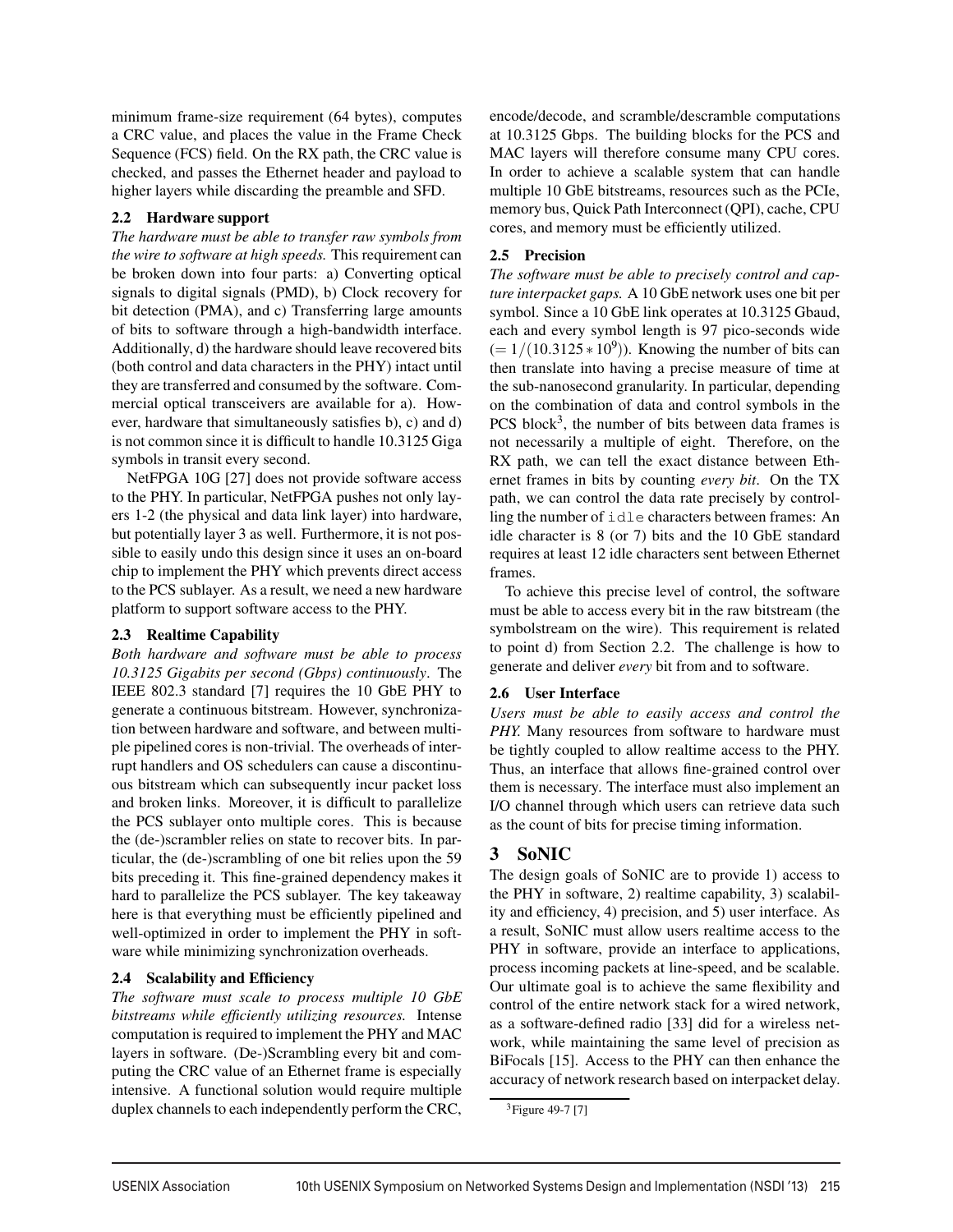minimum frame-size requirement (64 bytes), computes a CRC value, and places the value in the Frame Check Sequence (FCS) field. On the RX path, the CRC value is checked, and passes the Ethernet header and payload to higher layers while discarding the preamble and SFD.

### 2.2 Hardware support

*The hardware must be able to transfer raw symbols from the wire to software at high speeds.* This requirement can be broken down into four parts: a) Converting optical signals to digital signals (PMD), b) Clock recovery for bit detection (PMA), and c) Transferring large amounts of bits to software through a high-bandwidth interface. Additionally, d) the hardware should leave recovered bits (both control and data characters in the PHY) intact until they are transferred and consumed by the software. Commercial optical transceivers are available for a). However, hardware that simultaneously satisfies b), c) and d) is not common since it is difficult to handle 10.3125 Giga symbols in transit every second.

NetFPGA 10G [27] does not provide software access to the PHY. In particular, NetFPGA pushes not only layers 1-2 (the physical and data link layer) into hardware, but potentially layer 3 as well. Furthermore, it is not possible to easily undo this design since it uses an on-board chip to implement the PHY which prevents direct access to the PCS sublayer. As a result, we need a new hardware platform to support software access to the PHY.

### 2.3 Realtime Capability

*Both hardware and software must be able to process 10.3125 Gigabits per second (Gbps) continuously*. The IEEE 802.3 standard [7] requires the 10 GbE PHY to generate a continuous bitstream. However, synchronization between hardware and software, and between multiple pipelined cores is non-trivial. The overheads of interrupt handlers and OS schedulers can cause a discontinuous bitstream which can subsequently incur packet loss and broken links. Moreover, it is difficult to parallelize the PCS sublayer onto multiple cores. This is because the (de-)scrambler relies on state to recover bits. In particular, the (de-)scrambling of one bit relies upon the 59 bits preceding it. This fine-grained dependency makes it hard to parallelize the PCS sublayer. The key takeaway here is that everything must be efficiently pipelined and well-optimized in order to implement the PHY in software while minimizing synchronization overheads.

### 2.4 Scalability and Efficiency

*The software must scale to process multiple 10 GbE bitstreams while efficiently utilizing resources.* Intense computation is required to implement the PHY and MAC layers in software. (De-)Scrambling every bit and computing the CRC value of an Ethernet frame is especially intensive. A functional solution would require multiple duplex channels to each independently perform the CRC, encode/decode, and scramble/descramble computations at 10.3125 Gbps. The building blocks for the PCS and MAC layers will therefore consume many CPU cores. In order to achieve a scalable system that can handle multiple 10 GbE bitstreams, resources such as the PCIe, memory bus, Quick Path Interconnect (QPI), cache, CPU cores, and memory must be efficiently utilized.

### 2.5 Precision

*The software must be able to precisely control and capture interpacket gaps.* A 10 GbE network uses one bit per symbol. Since a 10 GbE link operates at 10.3125 Gbaud, each and every symbol length is 97 pico-seconds wide ($= 1/(10.3125 * 10^9)$). Knowing the number of bits can then translate into having a precise measure of time at the sub-nanosecond granularity. In particular, depending on the combination of data and control symbols in the PCS block[3], the number of bits between data frames is not necessarily a multiple of eight. Therefore, on the RX path, we can tell the exact distance between Ethernet frames in bits by counting *every bit*. On the TX path, we can control the data rate precisely by controlling the number of `idle` characters between frames: An idle character is 8 (or 7) bits and the 10 GbE standard requires at least 12 idle characters sent between Ethernet frames.

To achieve this precise level of control, the software must be able to access every bit in the raw bitstream (the symbolstream on the wire). This requirement is related to point d) from Section 2.2. The challenge is how to generate and deliver *every* bit from and to software.

### 2.6 User Interface

*Users must be able to easily access and control the PHY.* Many resources from software to hardware must be tightly coupled to allow realtime access to the PHY. Thus, an interface that allows fine-grained control over them is necessary. The interface must also implement an I/O channel through which users can retrieve data such as the count of bits for precise timing information.

## 3 SoNIC

The design goals of SoNIC are to provide 1) access to the PHY in software, 2) realtime capability, 3) scalability and efficiency, 4) precision, and 5) user interface. As a result, SoNIC must allow users realtime access to the PHY in software, provide an interface to applications, process incoming packets at line-speed, and be scalable. Our ultimate goal is to achieve the same flexibility and control of the entire network stack for a wired network, as a software-defined radio [33] did for a wireless network, while maintaining the same level of precision as BiFocals [15]. Access to the PHY can then enhance the accuracy of network research based on interpacket delay.

[3] Figure 49-7 [7]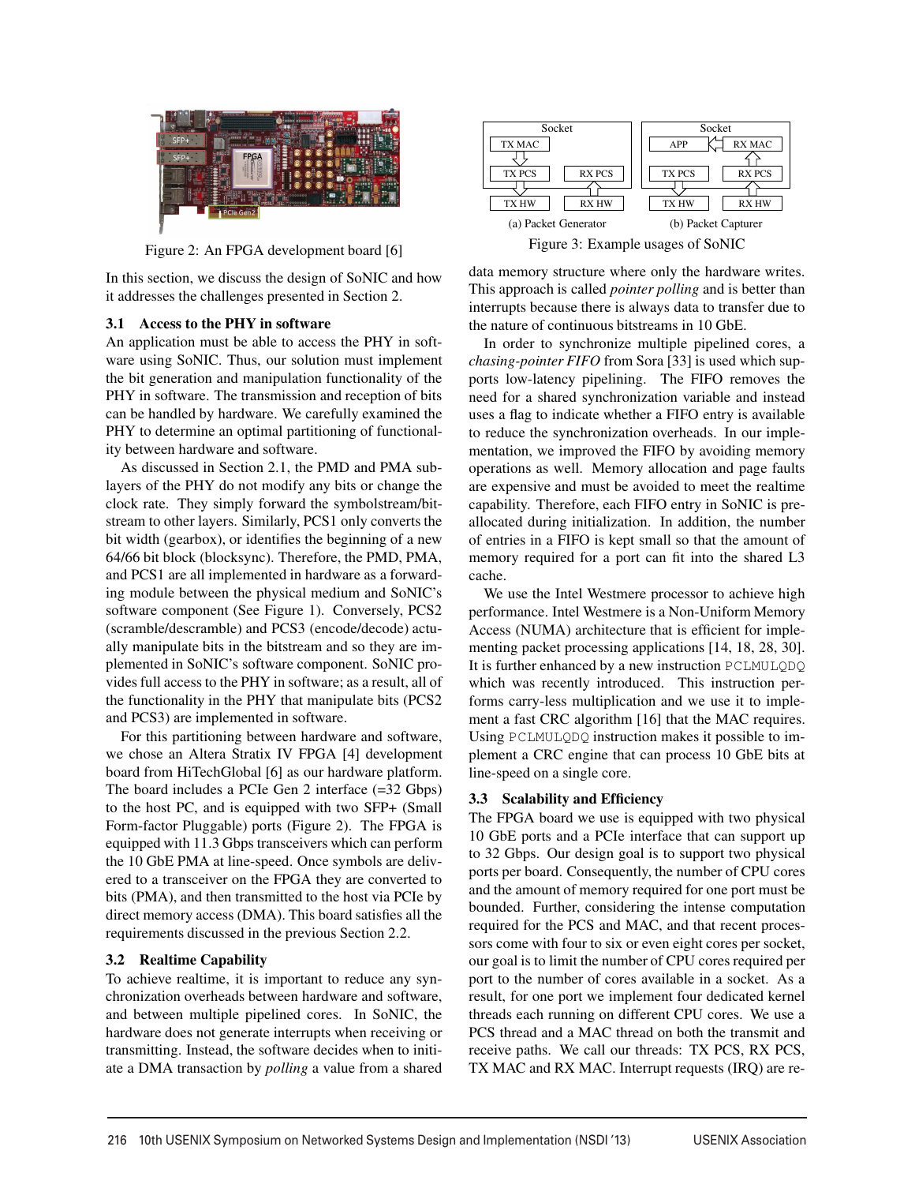Figure 2: An FPGA development board [6]

In this section, we discuss the design of SoNIC and how it addresses the challenges presented in Section 2.

### 3.1 Access to the PHY in software

An application must be able to access the PHY in software using SoNIC. Thus, our solution must implement the bit generation and manipulation functionality of the PHY in software. The transmission and reception of bits can be handled by hardware. We carefully examined the PHY to determine an optimal partitioning of functionality between hardware and software.

As discussed in Section 2.1, the PMD and PMA sublayers of the PHY do not modify any bits or change the clock rate. They simply forward the symbolstream/bitstream to other layers. Similarly, PCS1 only converts the bit width (gearbox), or identifies the beginning of a new 64/66 bit block (blocksync). Therefore, the PMD, PMA, and PCS1 are all implemented in hardware as a forwarding module between the physical medium and SoNIC's software component (See Figure 1). Conversely, PCS2 (scramble/descramble) and PCS3 (encode/decode) actually manipulate bits in the bitstream and so they are implemented in SoNIC's software component. SoNIC provides full access to the PHY in software; as a result, all of the functionality in the PHY that manipulate bits (PCS2 and PCS3) are implemented in software.

For this partitioning between hardware and software, we chose an Altera Stratix IV FPGA [4] development board from HiTechGlobal [6] as our hardware platform. The board includes a PCIe Gen 2 interface (=32 Gbps) to the host PC, and is equipped with two SFP+ (Small Form-factor Pluggable) ports (Figure 2). The FPGA is equipped with 11.3 Gbps transceivers which can perform the 10 GbE PMA at line-speed. Once symbols are delivered to a transceiver on the FPGA they are converted to bits (PMA), and then transmitted to the host via PCIe by direct memory access (DMA). This board satisfies all the requirements discussed in the previous Section 2.2.

### 3.2 Realtime Capability

To achieve realtime, it is important to reduce any synchronization overheads between hardware and software, and between multiple pipelined cores. In SoNIC, the hardware does not generate interrupts when receiving or transmitting. Instead, the software decides when to initiate a DMA transaction by *polling* a value from a shared data memory structure where only the hardware writes. This approach is called *pointer polling* and is better than interrupts because there is always data to transfer due to the nature of continuous bitstreams in 10 GbE.

(a) Packet Generator (b) Packet Capturer

Figure 3: Example usages of SoNIC

In order to synchronize multiple pipelined cores, a *chasing-pointer FIFO* from Sora [33] is used which supports low-latency pipelining. The FIFO removes the need for a shared synchronization variable and instead uses a flag to indicate whether a FIFO entry is available to reduce the synchronization overheads. In our implementation, we improved the FIFO by avoiding memory operations as well. Memory allocation and page faults are expensive and must be avoided to meet the realtime capability. Therefore, each FIFO entry in SoNIC is pre-allocated during initialization. In addition, the number of entries in a FIFO is kept small so that the amount of memory required for a port can fit into the shared L3 cache.

We use the Intel Westmere processor to achieve high performance. Intel Westmere is a Non-Uniform Memory Access (NUMA) architecture that is efficient for implementing packet processing applications [14, 18, 28, 30]. It is further enhanced by a new instruction `PCLMULQDQ` which was recently introduced. This instruction performs carry-less multiplication and we use it to implement a fast CRC algorithm [16] that the MAC requires. Using `PCLMULQDQ` instruction makes it possible to implement a CRC engine that can process 10 GbE bits at line-speed on a single core.

### 3.3 Scalability and Efficiency

The FPGA board we use is equipped with two physical 10 GbE ports and a PCIe interface that can support up to 32 Gbps. Our design goal is to support two physical ports per board. Consequently, the number of CPU cores and the amount of memory required for one port must be bounded. Further, considering the intense computation required for the PCS and MAC, and that recent processors come with four to six or even eight cores per socket, our goal is to limit the number of CPU cores required per port to the number of cores available in a socket. As a result, for one port we implement four dedicated kernel threads each running on different CPU cores. We use a PCS thread and a MAC thread on both the transmit and receive paths. We call our threads: TX PCS, RX PCS, TX MAC and RX MAC. Interrupt requests (IRQ) are re-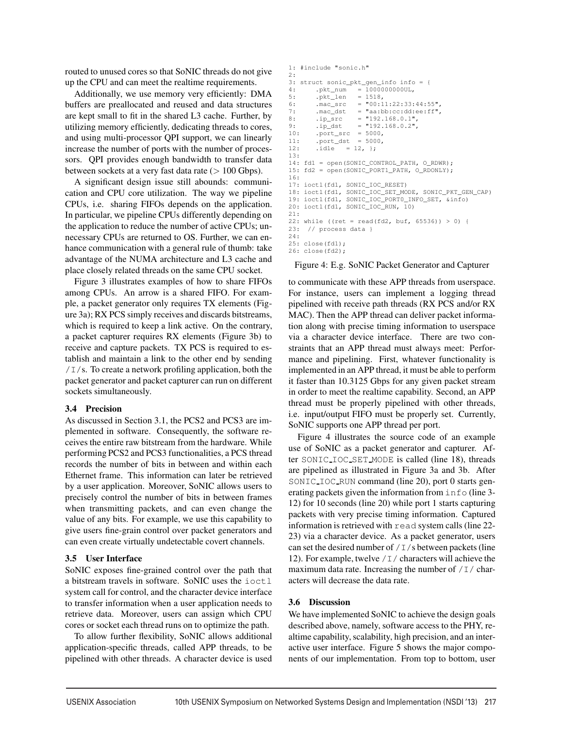routed to unused cores so that SoNIC threads do not give up the CPU and can meet the realtime requirements.

Additionally, we use memory very efficiently: DMA buffers are preallocated and reused and data structures are kept small to fit in the shared L3 cache. Further, by utilizing memory efficiently, dedicating threads to cores, and using multi-processor QPI support, we can linearly increase the number of ports with the number of processors. QPI provides enough bandwidth to transfer data between sockets at a very fast data rate (> 100 Gbps).

A significant design issue still abounds: communication and CPU core utilization. The way we pipeline CPUs, i.e. sharing FIFOs depends on the application. In particular, we pipeline CPUs differently depending on the application to reduce the number of active CPUs; unnecessary CPUs are returned to OS. Further, we can enhance communication with a general rule of thumb: take advantage of the NUMA architecture and L3 cache and place closely related threads on the same CPU socket.

Figure 3 illustrates examples of how to share FIFOs among CPUs. An arrow is a shared FIFO. For example, a packet generator only requires TX elements (Figure 3a); RX PCS simply receives and discards bitstreams, which is required to keep a link active. On the contrary, a packet capturer requires RX elements (Figure 3b) to receive and capture packets. TX PCS is required to establish and maintain a link to the other end by sending `/I/`s. To create a network profiling application, both the packet generator and packet capturer can run on different sockets simultaneously.

### 3.4 Precision

As discussed in Section 3.1, the PCS2 and PCS3 are implemented in software. Consequently, the software receives the entire raw bitstream from the hardware. While performing PCS2 and PCS3 functionalities, a PCS thread records the number of bits in between and within each Ethernet frame. This information can later be retrieved by a user application. Moreover, SoNIC allows users to precisely control the number of bits in between frames when transmitting packets, and can even change the value of any bits. For example, we use this capability to give users fine-grain control over packet generators and can even create virtually undetectable covert channels.

### 3.5 User Interface

SoNIC exposes fine-grained control over the path that a bitstream travels in software. SoNIC uses the `ioctl` system call for control, and the character device interface to transfer information when a user application needs to retrieve data. Moreover, users can assign which CPU cores or socket each thread runs on to optimize the path.

To allow further flexibility, SoNIC allows additional application-specific threads, called APP threads, to be pipelined with other threads. A character device is used to communicate with these APP threads from userspace. For instance, users can implement a logging thread pipelined with receive path threads (RX PCS and/or RX MAC). Then the APP thread can deliver packet information along with precise timing information to userspace via a character device interface. There are two constraints that an APP thread must always meet: Performance and pipelining. First, whatever functionality is implemented in an APP thread, it must be able to perform it faster than 10.3125 Gbps for any given packet stream in order to meet the realtime capability. Second, an APP thread must be properly pipelined with other threads, i.e. input/output FIFO must be properly set. Currently, SoNIC supports one APP thread per port.

```
1: #include "sonic.h"
2:
3: struct sonic_pkt_gen_info info = {
4:     .pkt_num   = 1000000000UL,
5:     .pkt_len   = 1518,
6:     .mac_src   = "00:11:22:33:44:55",
7:     .mac_dst   = "aa:bb:cc:dd:ee:ff",
8:     .ip_src    = "192.168.0.1",
9:     .ip_dst    = "192.168.0.2",
10:    .port_src  = 5000,
11:    .port_dst  = 5000,
12:    .idle   = 12, };
13:
14: fd1 = open(SONIC_CONTROL_PATH, O_RDWR);
15: fd2 = open(SONIC_PORT1_PATH, O_RDONLY);
16:
17: ioctl(fd1, SONIC_IOC_RESET)
18: ioctl(fd1, SONIC_IOC_SET_MODE, SONIC_PKT_GEN_CAP)
19: ioctl(fd1, SONIC_IOC_PORT0_INFO_SET, &info)
20: ioctl(fd1, SONIC_IOC_RUN, 10)
21:
22: while ((ret = read(fd2, buf, 65536)) > 0) {
23:  // process data }
24:
25: close(fd1);
26: close(fd2);
```

Figure 4: E.g. SoNIC Packet Generator and Capturer

Figure 4 illustrates the source code of an example use of SoNIC as a packet generator and capturer. After `SONIC_IOC_SET_MODE` is called (line 18), threads are pipelined as illustrated in Figure 3a and 3b. After `SONIC_IOC_RUN` command (line 20), port 0 starts generating packets given the information from `info` (line 3-12) for 10 seconds (line 20) while port 1 starts capturing packets with very precise timing information. Captured information is retrieved with `read` system calls (line 22-23) via a character device. As a packet generator, users can set the desired number of `/I/`s between packets (line 12). For example, twelve `/I/` characters will achieve the maximum data rate. Increasing the number of `/I/` characters will decrease the data rate.

### 3.6 Discussion

We have implemented SoNIC to achieve the design goals described above, namely, software access to the PHY, realtime capability, scalability, high precision, and an interactive user interface. Figure 5 shows the major components of our implementation. From top to bottom, user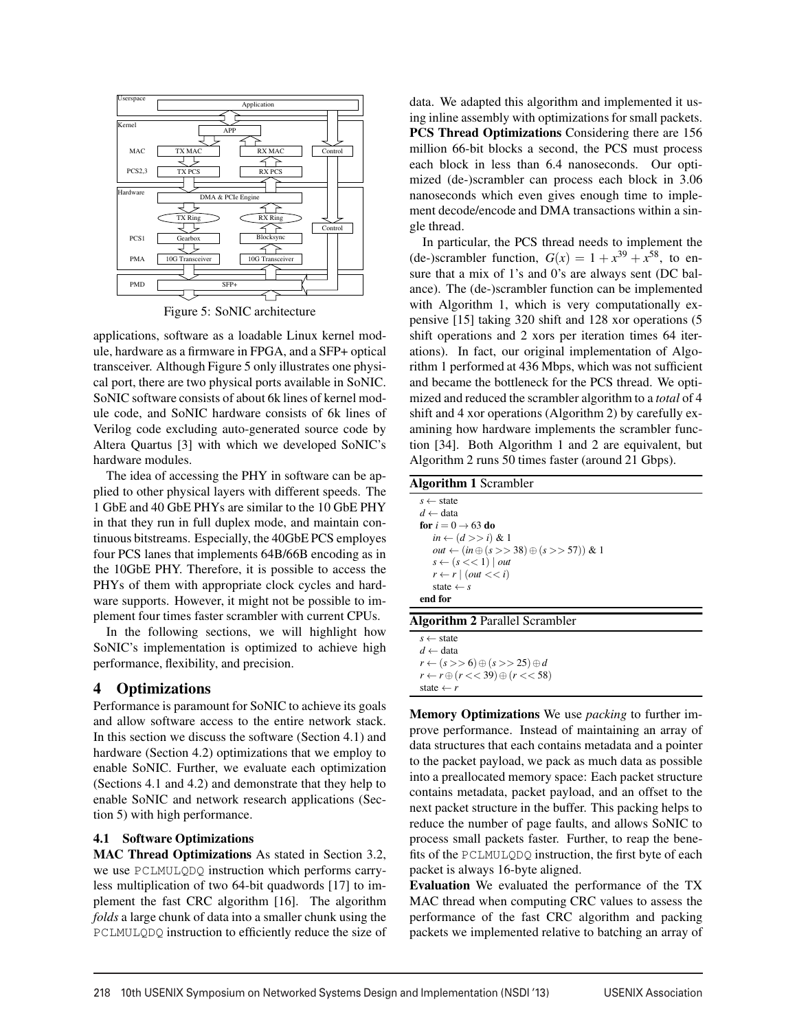Figure 5: SoNIC architecture

applications, software as a loadable Linux kernel module, hardware as a firmware in FPGA, and a SFP+ optical transceiver. Although Figure 5 only illustrates one physical port, there are two physical ports available in SoNIC. SoNIC software consists of about 6k lines of kernel module code, and SoNIC hardware consists of 6k lines of Verilog code excluding auto-generated source code by Altera Quartus [3] with which we developed SoNIC's hardware modules.

The idea of accessing the PHY in software can be applied to other physical layers with different speeds. The 1 GbE and 40 GbE PHYs are similar to the 10 GbE PHY in that they run in full duplex mode, and maintain continuous bitstreams. Especially, the 40GbE PCS employs four PCS lanes that implements 64B/66B encoding as in the 10GbE PHY. Therefore, it is possible to access the PHYs of them with appropriate clock cycles and hardware supports. However, it might not be possible to implement four times faster scrambler with current CPUs.

In the following sections, we will highlight how SoNIC's implementation is optimized to achieve high performance, flexibility, and precision.

## 4 Optimizations

Performance is paramount for SoNIC to achieve its goals and allow software access to the entire network stack. In this section we discuss the software (Section 4.1) and hardware (Section 4.2) optimizations that we employ to enable SoNIC. Further, we evaluate each optimization (Sections 4.1 and 4.2) and demonstrate that they help to enable SoNIC and network research applications (Section 5) with high performance.

### 4.1 Software Optimizations

**MAC Thread Optimizations** As stated in Section 3.2, we use `PCLMULQDQ` instruction which performs carry-less multiplication of two 64-bit quadwords [17] to implement the fast CRC algorithm [16]. The algorithm *folds* a large chunk of data into a smaller chunk using the `PCLMULQDQ` instruction to efficiently reduce the size of data. We adapted this algorithm and implemented it using inline assembly with optimizations for small packets.

**PCS Thread Optimizations** Considering there are 156 million 66-bit blocks a second, the PCS must process each block in less than 6.4 nanoseconds. Our optimized (de-)scrambler can process each block in 3.06 nanoseconds which even gives enough time to implement decode/encode and DMA transactions within a single thread.

In particular, the PCS thread needs to implement the (de-)scrambler function, $G(x) = 1 + x^{39} + x^{58}$, to ensure that a mix of 1's and 0's are always sent (DC balance). The (de-)scrambler function can be implemented with Algorithm 1, which is very computationally expensive [15] taking 320 shift and 128 xor operations (5 shift operations and 2 xors per iteration times 64 iterations). In fact, our original implementation of Algorithm 1 performed at 436 Mbps, which was not sufficient and became the bottleneck for the PCS thread. We optimized and reduced the scrambler algorithm to a *total* of 4 shift and 4 xor operations (Algorithm 2) by carefully examining how hardware implements the scrambler function [34]. Both Algorithm 1 and 2 are equivalent, but Algorithm 2 runs 50 times faster (around 21 Gbps).

**Algorithm 1** Scrambler

$s \leftarrow$ state
$d \leftarrow$ data
**for** $i = 0 \rightarrow 63$ **do**
  $in \leftarrow (d >> i)\ \&\ 1$
  $out \leftarrow (in \oplus (s >> 38) \oplus (s >> 57))\ \&\ 1$
  $s \leftarrow (s << 1) \mid out$
  $r \leftarrow r \mid (out << i)$
  state $\leftarrow s$
**end for**

**Algorithm 2** Parallel Scrambler

$s \leftarrow$ state
$d \leftarrow$ data
$r \leftarrow (s >> 6) \oplus (s >> 25) \oplus d$
$r \leftarrow r \oplus (r << 39) \oplus (r << 58)$
state $\leftarrow r$

**Memory Optimizations** We use *packing* to further improve performance. Instead of maintaining an array of data structures that each contains metadata and a pointer to the packet payload, we pack as much data as possible into a preallocated memory space: Each packet structure contains metadata, packet payload, and an offset to the next packet structure in the buffer. This packing helps to reduce the number of page faults, and allows SoNIC to process small packets faster. Further, to reap the benefits of the `PCLMULQDQ` instruction, the first byte of each packet is always 16-byte aligned.

**Evaluation** We evaluated the performance of the TX MAC thread when computing CRC values to assess the performance of the fast CRC algorithm and packing packets we implemented relative to batching an array of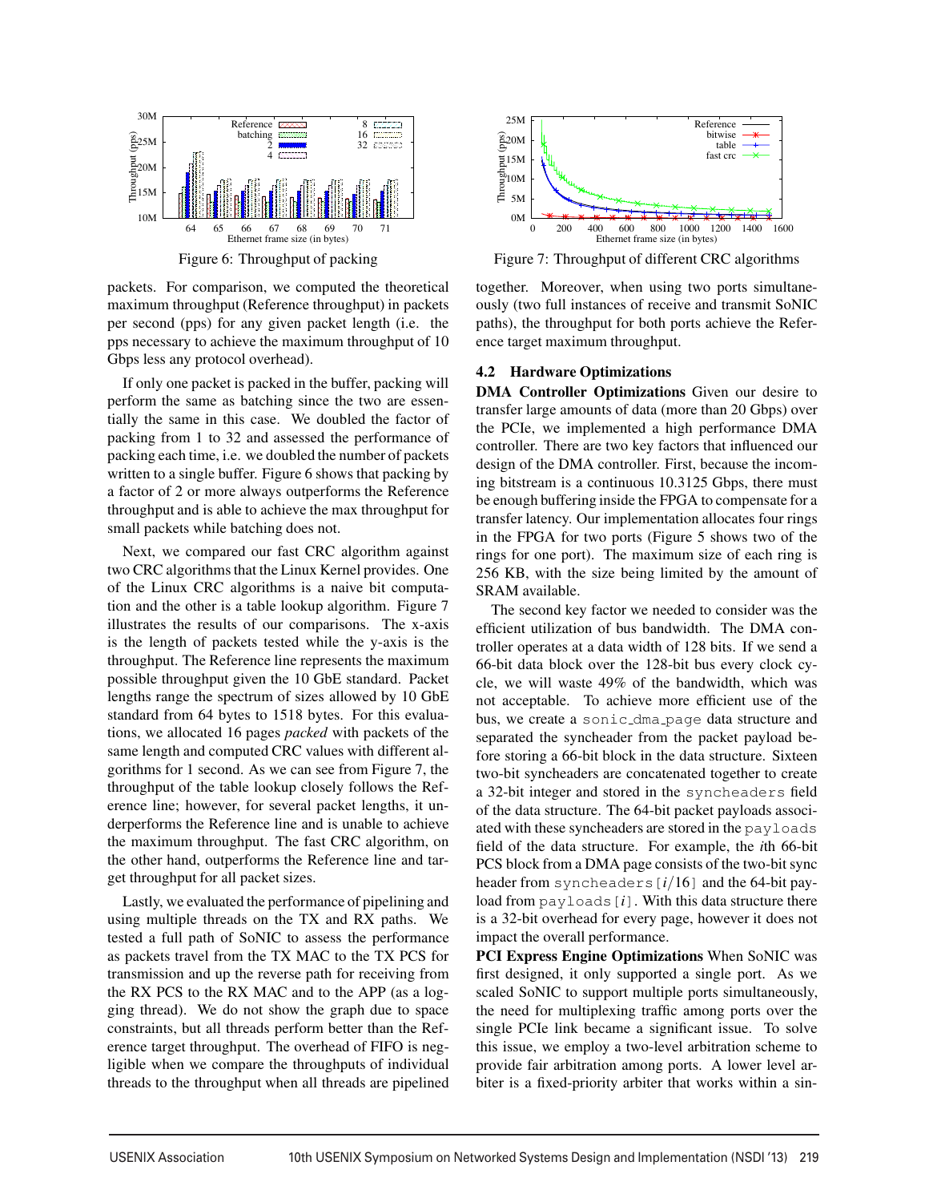Figure 6: Throughput of packing

Figure 7: Throughput of different CRC algorithms

packets. For comparison, we computed the theoretical maximum throughput (Reference throughput) in packets per second (pps) for any given packet length (i.e. the pps necessary to achieve the maximum throughput of 10 Gbps less any protocol overhead).

If only one packet is packed in the buffer, packing will perform the same as batching since the two are essentially the same in this case. We doubled the factor of packing from 1 to 32 and assessed the performance of packing each time, i.e. we doubled the number of packets written to a single buffer. Figure 6 shows that packing by a factor of 2 or more always outperforms the Reference throughput and is able to achieve the max throughput for small packets while batching does not.

Next, we compared our fast CRC algorithm against two CRC algorithms that the Linux Kernel provides. One of the Linux CRC algorithms is a naive bit computation and the other is a table lookup algorithm. Figure 7 illustrates the results of our comparisons. The x-axis is the length of packets tested while the y-axis is the throughput. The Reference line represents the maximum possible throughput given the 10 GbE standard. Packet lengths range the spectrum of sizes allowed by 10 GbE standard from 64 bytes to 1518 bytes. For this evaluations, we allocated 16 pages *packed* with packets of the same length and computed CRC values with different algorithms for 1 second. As we can see from Figure 7, the throughput of the table lookup closely follows the Reference line; however, for several packet lengths, it underperforms the Reference line and is unable to achieve the maximum throughput. The fast CRC algorithm, on the other hand, outperforms the Reference line and target throughput for all packet sizes.

Lastly, we evaluated the performance of pipelining and using multiple threads on the TX and RX paths. We tested a full path of SoNIC to assess the performance as packets travel from the TX MAC to the TX PCS for transmission and up the reverse path for receiving from the RX PCS to the RX MAC and to the APP (as a logging thread). We do not show the graph due to space constraints, but all threads perform better than the Reference target throughput. The overhead of FIFO is negligible when we compare the throughputs of individual threads to the throughput when all threads are pipelined together. Moreover, when using two ports simultaneously (two full instances of receive and transmit SoNIC paths), the throughput for both ports achieve the Reference target maximum throughput.

### 4.2 Hardware Optimizations

**DMA Controller Optimizations** Given our desire to transfer large amounts of data (more than 20 Gbps) over the PCIe, we implemented a high performance DMA controller. There are two key factors that influenced our design of the DMA controller. First, because the incoming bitstream is a continuous 10.3125 Gbps, there must be enough buffering inside the FPGA to compensate for a transfer latency. Our implementation allocates four rings in the FPGA for two ports (Figure 5 shows two of the rings for one port). The maximum size of each ring is 256 KB, with the size being limited by the amount of SRAM available.

The second key factor we needed to consider was the efficient utilization of bus bandwidth. The DMA controller operates at a data width of 128 bits. If we send a 66-bit data block over the 128-bit bus every clock cycle, we will waste 49% of the bandwidth, which was not acceptable. To achieve more efficient use of the bus, we create a `sonic_dma_page` data structure and separated the syncheader from the packet payload before storing a 66-bit block in the data structure. Sixteen two-bit syncheaders are concatenated together to create a 32-bit integer and stored in the `syncheaders` field of the data structure. The 64-bit packet payloads associated with these syncheaders are stored in the `payloads` field of the data structure. For example, the $i$th 66-bit PCS block from a DMA page consists of the two-bit sync header from `syncheaders[`$i/16$`]` and the 64-bit payload from `payloads[`$i$`]`. With this data structure there is a 32-bit overhead for every page, however it does not impact the overall performance.

**PCI Express Engine Optimizations** When SoNIC was first designed, it only supported a single port. As we scaled SoNIC to support multiple ports simultaneously, the need for multiplexing traffic among ports over the single PCIe link became a significant issue. To solve this issue, we employ a two-level arbitration scheme to provide fair arbitration among ports. A lower level arbiter is a fixed-priority arbiter that works within a sin-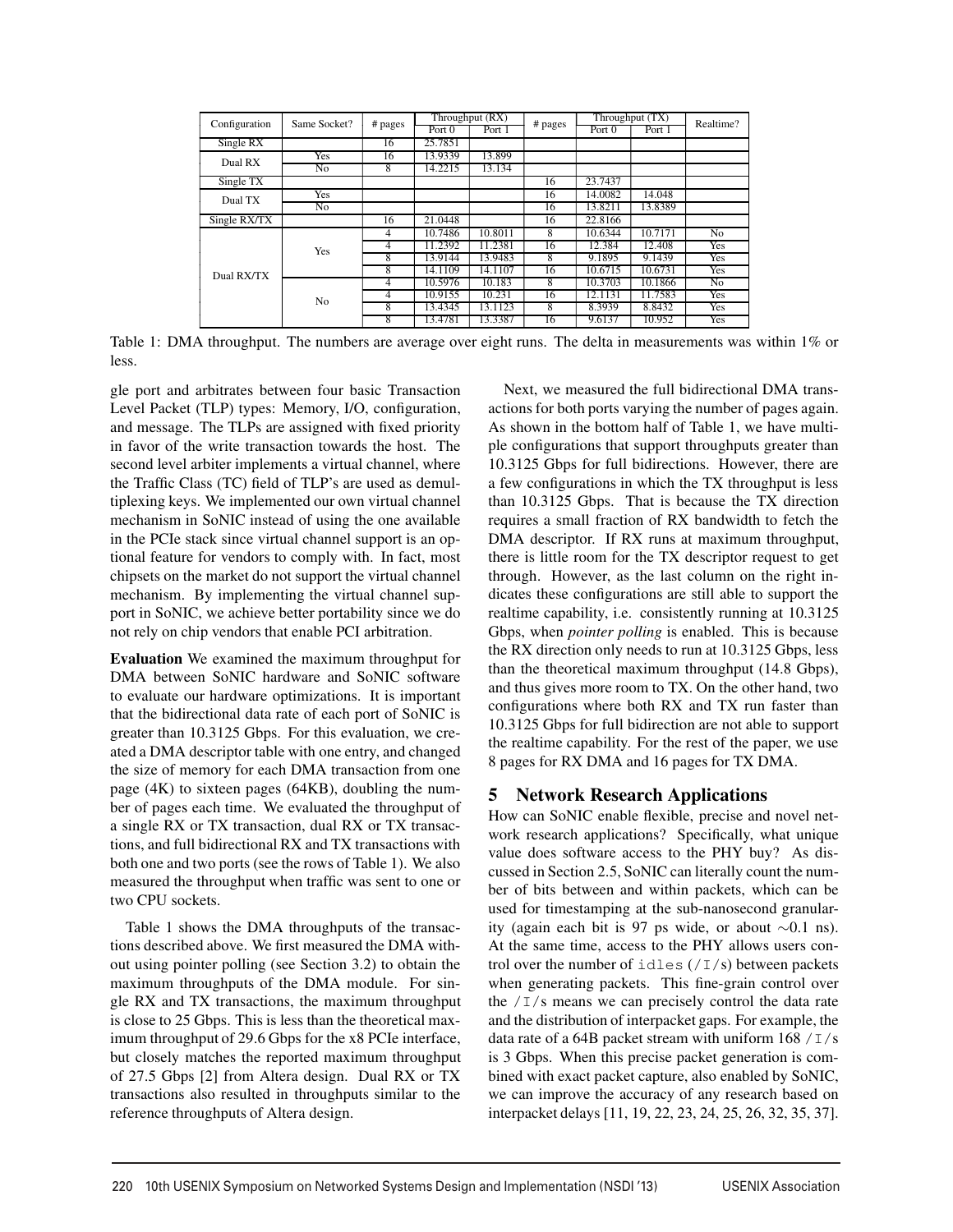| Configuration | Same Socket? | # pages | Throughput (RX) | | # pages | Throughput (TX) | | Realtime? |
|---|---|---|---|---|---|---|---|---|
| | | | Port 0 | Port 1 | | Port 0 | Port 1 | |
| Single RX | | 16 | 25.7851 | | | | | |
| Dual RX | Yes | 16 | 13.9339 | 13.899 | | | | |
| | No | 8 | 14.2215 | 13.134 | | | | |
| Single TX | | | | | 16 | 23.7437 | | |
| Dual TX | Yes | | | | 16 | 14.0082 | 14.048 | |
| | No | | | | 16 | 13.8211 | 13.8389 | |
| Single RX/TX | | 16 | 21.0448 | | 16 | 22.8166 | | |
| Dual RX/TX | Yes | 4 | 10.7486 | 10.8011 | 8 | 10.6344 | 10.7171 | No |
| | | 4 | 11.2392 | 11.2381 | 16 | 12.384 | 12.408 | Yes |
| | | 8 | 13.9144 | 13.9483 | 8 | 9.1895 | 9.1439 | Yes |
| | | 8 | 14.1109 | 14.1107 | 16 | 10.6715 | 10.6731 | Yes |
| | No | 4 | 10.5976 | 10.183 | 8 | 10.3703 | 10.1866 | No |
| | | 4 | 10.9155 | 10.231 | 16 | 12.1131 | 11.7583 | Yes |
| | | 8 | 13.4345 | 13.1123 | 8 | 8.3939 | 8.8432 | Yes |
| | | 8 | 13.4781 | 13.3387 | 16 | 9.6137 | 10.952 | Yes |

Table 1: DMA throughput. The numbers are average over eight runs. The delta in measurements was within 1% or less.

gle port and arbitrates between four basic Transaction Level Packet (TLP) types: Memory, I/O, configuration, and message. The TLPs are assigned with fixed priority in favor of the write transaction towards the host. The second level arbiter implements a virtual channel, where the Traffic Class (TC) field of TLP's are used as demultiplexing keys. We implemented our own virtual channel mechanism in SoNIC instead of using the one available in the PCIe stack since virtual channel support is an optional feature for vendors to comply with. In fact, most chipsets on the market do not support the virtual channel mechanism. By implementing the virtual channel support in SoNIC, we achieve better portability since we do not rely on chip vendors that enable PCI arbitration.

**Evaluation** We examined the maximum throughput for DMA between SoNIC hardware and SoNIC software to evaluate our hardware optimizations. It is important that the bidirectional data rate of each port of SoNIC is greater than 10.3125 Gbps. For this evaluation, we created a DMA descriptor table with one entry, and changed the size of memory for each DMA transaction from one page (4K) to sixteen pages (64KB), doubling the number of pages each time. We evaluated the throughput of a single RX or TX transaction, dual RX or TX transactions, and full bidirectional RX and TX transactions with both one and two ports (see the rows of Table 1). We also measured the throughput when traffic was sent to one or two CPU sockets.

Table 1 shows the DMA throughputs of the transactions described above. We first measured the DMA without using pointer polling (see Section 3.2) to obtain the maximum throughputs of the DMA module. For single RX and TX transactions, the maximum throughput is close to 25 Gbps. This is less than the theoretical maximum throughput of 29.6 Gbps for the x8 PCIe interface, but closely matches the reported maximum throughput of 27.5 Gbps [2] from Altera design. Dual RX or TX transactions also resulted in throughputs similar to the reference throughputs of Altera design.

Next, we measured the full bidirectional DMA transactions for both ports varying the number of pages again. As shown in the bottom half of Table 1, we have multiple configurations that support throughputs greater than 10.3125 Gbps for full bidirections. However, there are a few configurations in which the TX throughput is less than 10.3125 Gbps. That is because the TX direction requires a small fraction of RX bandwidth to fetch the DMA descriptor. If RX runs at maximum throughput, there is little room for the TX descriptor request to get through. However, as the last column on the right indicates these configurations are still able to support the realtime capability, i.e. consistently running at 10.3125 Gbps, when *pointer polling* is enabled. This is because the RX direction only needs to run at 10.3125 Gbps, less than the theoretical maximum throughput (14.8 Gbps), and thus gives more room to TX. On the other hand, two configurations where both RX and TX run faster than 10.3125 Gbps for full bidirection are not able to support the realtime capability. For the rest of the paper, we use 8 pages for RX DMA and 16 pages for TX DMA.

## 5 Network Research Applications

How can SoNIC enable flexible, precise and novel network research applications? Specifically, what unique value does software access to the PHY buy? As discussed in Section 2.5, SoNIC can literally count the number of bits between and within packets, which can be used for timestamping at the sub-nanosecond granularity (again each bit is 97 ps wide, or about ∼0.1 ns). At the same time, access to the PHY allows users control over the number of `idles` (`/I/`s) between packets when generating packets. This fine-grain control over the `/I/`s means we can precisely control the data rate and the distribution of interpacket gaps. For example, the data rate of a 64B packet stream with uniform 168 `/I/`s is 3 Gbps. When this precise packet generation is combined with exact packet capture, also enabled by SoNIC, we can improve the accuracy of any research based on interpacket delays [11, 19, 22, 23, 24, 25, 26, 32, 35, 37].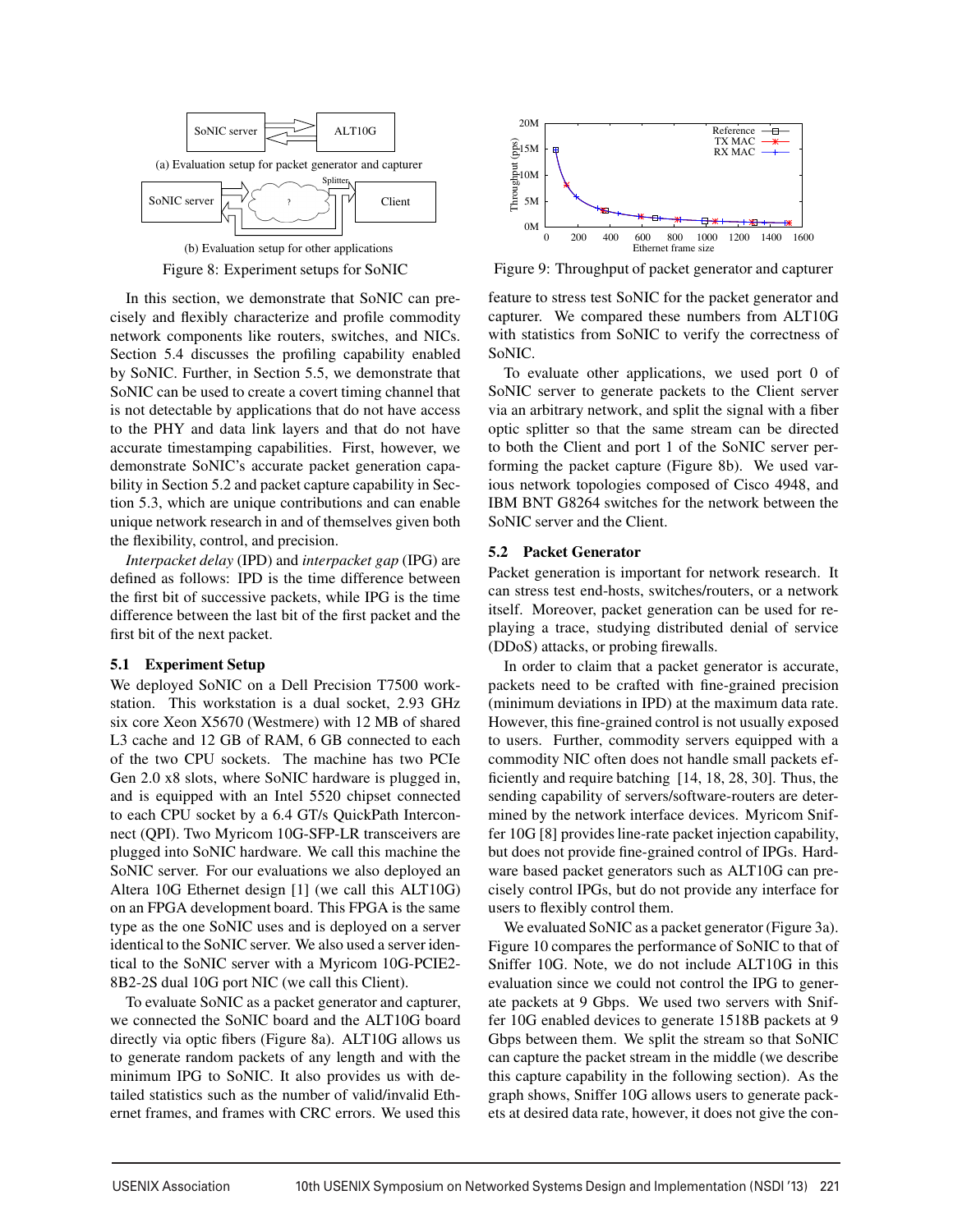Figure 8: Experiment setups for SoNIC

(a) Evaluation setup for packet generator and capturer

(b) Evaluation setup for other applications

Figure 9: Throughput of packet generator and capturer

In this section, we demonstrate that SoNIC can precisely and flexibly characterize and profile commodity network components like routers, switches, and NICs. Section 5.4 discusses the profiling capability enabled by SoNIC. Further, in Section 5.5, we demonstrate that SoNIC can be used to create a covert timing channel that is not detectable by applications that do not have access to the PHY and data link layers and that do not have accurate timestamping capabilities. First, however, we demonstrate SoNIC's accurate packet generation capability in Section 5.2 and packet capture capability in Section 5.3, which are unique contributions and can enable unique network research in and of themselves given both the flexibility, control, and precision.

*Interpacket delay* (IPD) and *interpacket gap* (IPG) are defined as follows: IPD is the time difference between the first bit of successive packets, while IPG is the time difference between the last bit of the first packet and the first bit of the next packet.

### 5.1 Experiment Setup

We deployed SoNIC on a Dell Precision T7500 workstation. This workstation is a dual socket, 2.93 GHz six core Xeon X5670 (Westmere) with 12 MB of shared L3 cache and 12 GB of RAM, 6 GB connected to each of the two CPU sockets. The machine has two PCIe Gen 2.0 x8 slots, where SoNIC hardware is plugged in, and is equipped with an Intel 5520 chipset connected to each CPU socket by a 6.4 GT/s QuickPath Interconnect (QPI). Two Myricom 10G-SFP-LR transceivers are plugged into SoNIC hardware. We call this machine the SoNIC server. For our evaluations we also deployed an Altera 10G Ethernet design [1] (we call this ALT10G) on an FPGA development board. This FPGA is the same type as the one SoNIC uses and is deployed on a server identical to the SoNIC server. We also used a server identical to the SoNIC server with a Myricom 10G-PCIE2-8B2-2S dual 10G port NIC (we call this Client).

To evaluate SoNIC as a packet generator and capturer, we connected the SoNIC board and the ALT10G board directly via optic fibers (Figure 8a). ALT10G allows us to generate random packets of any length and with the minimum IPG to SoNIC. It also provides us with detailed statistics such as the number of valid/invalid Ethernet frames, and frames with CRC errors. We used this feature to stress test SoNIC for the packet generator and capturer. We compared these numbers from ALT10G with statistics from SoNIC to verify the correctness of SoNIC.

To evaluate other applications, we used port 0 of SoNIC server to generate packets to the Client server via an arbitrary network, and split the signal with a fiber optic splitter so that the same stream can be directed to both the Client and port 1 of the SoNIC server performing the packet capture (Figure 8b). We used various network topologies composed of Cisco 4948, and IBM BNT G8264 switches for the network between the SoNIC server and the Client.

### 5.2 Packet Generator

Packet generation is important for network research. It can stress test end-hosts, switches/routers, or a network itself. Moreover, packet generation can be used for replaying a trace, studying distributed denial of service (DDoS) attacks, or probing firewalls.

In order to claim that a packet generator is accurate, packets need to be crafted with fine-grained precision (minimum deviations in IPD) at the maximum data rate. However, this fine-grained control is not usually exposed to users. Further, commodity servers equipped with a commodity NIC often does not handle small packets efficiently and require batching [14, 18, 28, 30]. Thus, the sending capability of servers/software-routers are determined by the network interface devices. Myricom Sniffer 10G [8] provides line-rate packet injection capability, but does not provide fine-grained control of IPGs. Hardware based packet generators such as ALT10G can precisely control IPGs, but do not provide any interface for users to flexibly control them.

We evaluated SoNIC as a packet generator (Figure 3a). Figure 10 compares the performance of SoNIC to that of Sniffer 10G. Note, we do not include ALT10G in this evaluation since we could not control the IPG to generate packets at 9 Gbps. We used two servers with Sniffer 10G enabled devices to generate 1518B packets at 9 Gbps between them. We split the stream so that SoNIC can capture the packet stream in the middle (we describe this capture capability in the following section). As the graph shows, Sniffer 10G allows users to generate packets at desired data rate, however, it does not give the con-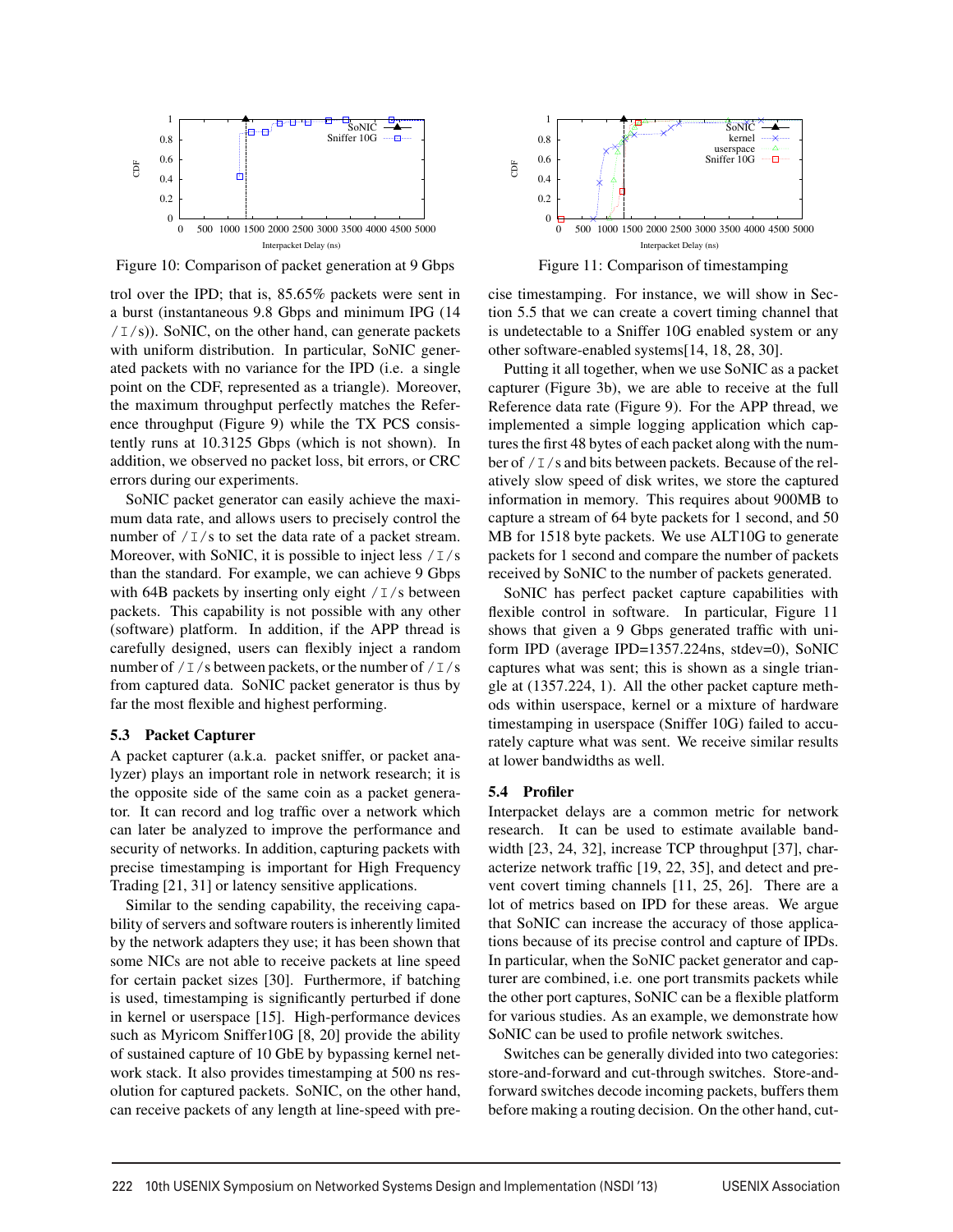Figure 10: Comparison of packet generation at 9 Gbps

Figure 11: Comparison of timestamping

trol over the IPD; that is, 85.65% packets were sent in a burst (instantaneous 9.8 Gbps and minimum IPG (14 /I/s)). SoNIC, on the other hand, can generate packets with uniform distribution. In particular, SoNIC generated packets with no variance for the IPD (i.e. a single point on the CDF, represented as a triangle). Moreover, the maximum throughput perfectly matches the Reference throughput (Figure 9) while the TX PCS consistently runs at 10.3125 Gbps (which is not shown). In addition, we observed no packet loss, bit errors, or CRC errors during our experiments.

SoNIC packet generator can easily achieve the maximum data rate, and allows users to precisely control the number of /I/s to set the data rate of a packet stream. Moreover, with SoNIC, it is possible to inject less /I/s than the standard. For example, we can achieve 9 Gbps with 64B packets by inserting only eight /I/s between packets. This capability is not possible with any other (software) platform. In addition, if the APP thread is carefully designed, users can flexibly inject a random number of /I/s between packets, or the number of /I/s from captured data. SoNIC packet generator is thus by far the most flexible and highest performing.

### 5.3 Packet Capturer

A packet capturer (a.k.a. packet sniffer, or packet analyzer) plays an important role in network research; it is the opposite side of the same coin as a packet generator. It can record and log traffic over a network which can later be analyzed to improve the performance and security of networks. In addition, capturing packets with precise timestamping is important for High Frequency Trading [21, 31] or latency sensitive applications.

Similar to the sending capability, the receiving capability of servers and software routers is inherently limited by the network adapters they use; it has been shown that some NICs are not able to receive packets at line speed for certain packet sizes [30]. Furthermore, if batching is used, timestamping is significantly perturbed if done in kernel or userspace [15]. High-performance devices such as Myricom Sniffer10G [8, 20] provide the ability of sustained capture of 10 GbE by bypassing kernel network stack. It also provides timestamping at 500 ns resolution for captured packets. SoNIC, on the other hand, can receive packets of any length at line-speed with precise timestamping. For instance, we will show in Section 5.5 that we can create a covert timing channel that is undetectable to a Sniffer 10G enabled system or any other software-enabled systems[14, 18, 28, 30].

Putting it all together, when we use SoNIC as a packet capturer (Figure 3b), we are able to receive at the full Reference data rate (Figure 9). For the APP thread, we implemented a simple logging application which captures the first 48 bytes of each packet along with the number of /I/s and bits between packets. Because of the relatively slow speed of disk writes, we store the captured information in memory. This requires about 900MB to capture a stream of 64 byte packets for 1 second, and 50 MB for 1518 byte packets. We use ALT10G to generate packets for 1 second and compare the number of packets received by SoNIC to the number of packets generated.

SoNIC has perfect packet capture capabilities with flexible control in software. In particular, Figure 11 shows that given a 9 Gbps generated traffic with uniform IPD (average IPD=1357.224ns, stdev=0), SoNIC captures what was sent; this is shown as a single triangle at (1357.224, 1). All the other packet capture methods within userspace, kernel or a mixture of hardware timestamping in userspace (Sniffer 10G) failed to accurately capture what was sent. We receive similar results at lower bandwidths as well.

### 5.4 Profiler

Interpacket delays are a common metric for network research. It can be used to estimate available bandwidth [23, 24, 32], increase TCP throughput [37], characterize network traffic [19, 22, 35], and detect and prevent covert timing channels [11, 25, 26]. There are a lot of metrics based on IPD for these areas. We argue that SoNIC can increase the accuracy of those applications because of its precise control and capture of IPDs. In particular, when the SoNIC packet generator and capturer are combined, i.e. one port transmits packets while the other port captures, SoNIC can be a flexible platform for various studies. As an example, we demonstrate how SoNIC can be used to profile network switches.

Switches can be generally divided into two categories: store-and-forward and cut-through switches. Store-and-forward switches decode incoming packets, buffers them before making a routing decision. On the other hand, cut-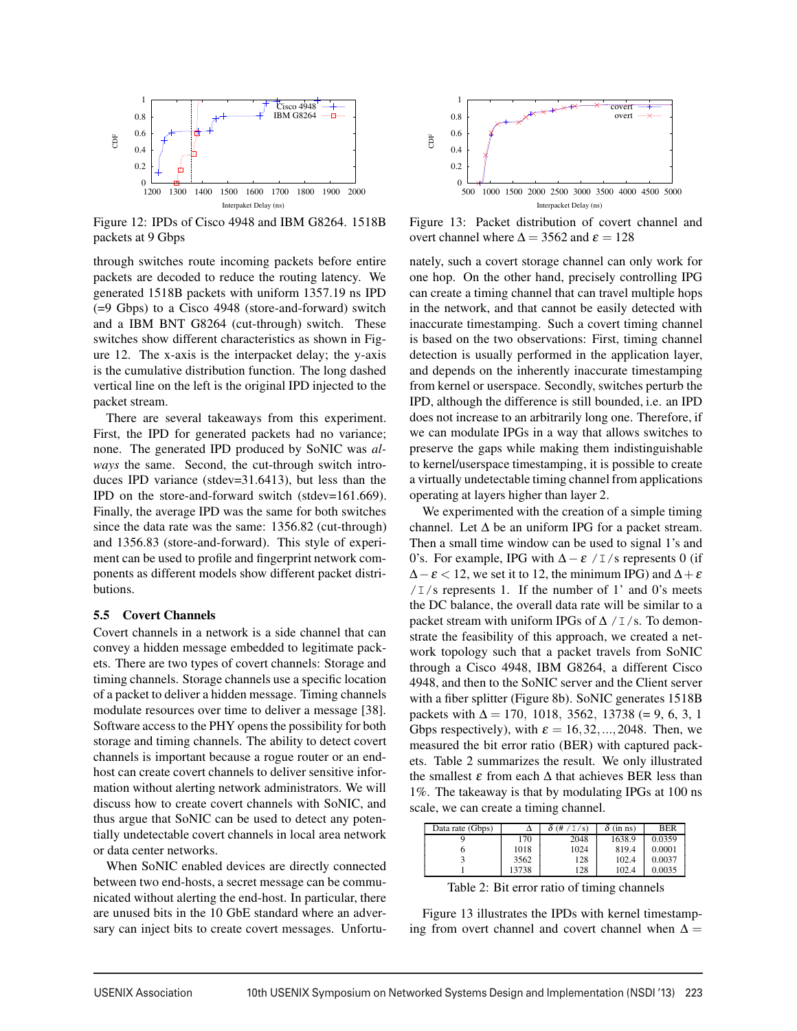Figure 12: IPDs of Cisco 4948 and IBM G8264. 1518B packets at 9 Gbps

through switches route incoming packets before entire packets are decoded to reduce the routing latency. We generated 1518B packets with uniform 1357.19 ns IPD (=9 Gbps) to a Cisco 4948 (store-and-forward) switch and a IBM BNT G8264 (cut-through) switch. These switches show different characteristics as shown in Figure 12. The x-axis is the interpacket delay; the y-axis is the cumulative distribution function. The long dashed vertical line on the left is the original IPD injected to the packet stream.

There are several takeaways from this experiment. First, the IPD for generated packets had no variance; none. The generated IPD produced by SoNIC was *always* the same. Second, the cut-through switch introduces IPD variance (stdev=31.6413), but less than the IPD on the store-and-forward switch (stdev=161.669). Finally, the average IPD was the same for both switches since the data rate was the same: 1356.82 (cut-through) and 1356.83 (store-and-forward). This style of experiment can be used to profile and fingerprint network components as different models show different packet distributions.

### 5.5 Covert Channels

Covert channels in a network is a side channel that can convey a hidden message embedded to legitimate packets. There are two types of covert channels: Storage and timing channels. Storage channels use a specific location of a packet to deliver a hidden message. Timing channels modulate resources over time to deliver a message [38]. Software access to the PHY opens the possibility for both storage and timing channels. The ability to detect covert channels is important because a rogue router or an end-host can create covert channels to deliver sensitive information without alerting network administrators. We will discuss how to create covert channels with SoNIC, and thus argue that SoNIC can be used to detect any potentially undetectable covert channels in local area network or data center networks.

When SoNIC enabled devices are directly connected between two end-hosts, a secret message can be communicated without alerting the end-host. In particular, there are unused bits in the 10 GbE standard where an adversary can inject bits to create covert messages. Unfortunately, such a covert storage channel can only work for one hop. On the other hand, precisely controlling IPG can create a timing channel that can travel multiple hops in the network, and that cannot be easily detected with inaccurate timestamping. Such a covert timing channel is based on the two observations: First, timing channel detection is usually performed in the application layer, and depends on the inherently inaccurate timestamping from kernel or userspace. Secondly, switches perturb the IPD, although the difference is still bounded, i.e. an IPD does not increase to an arbitrarily long one. Therefore, if we can modulate IPGs in a way that allows switches to preserve the gaps while making them indistinguishable to kernel/userspace timestamping, it is possible to create a virtually undetectable timing channel from applications operating at layers higher than layer 2.

Figure 13: Packet distribution of covert channel and overt channel where $\Delta = 3562$ and $\varepsilon = 128$

We experimented with the creation of a simple timing channel. Let $\Delta$ be an uniform IPG for a packet stream. Then a small time window can be used to signal 1's and 0's. For example, IPG with $\Delta - \varepsilon$ `/I/`s represents 0 (if $\Delta - \varepsilon < 12$, we set it to 12, the minimum IPG) and $\Delta + \varepsilon$ `/I/`s represents 1. If the number of 1' and 0's meets the DC balance, the overall data rate will be similar to a packet stream with uniform IPGs of $\Delta$ `/I/`s. To demonstrate the feasibility of this approach, we created a network topology such that a packet travels from SoNIC through a Cisco 4948, IBM G8264, a different Cisco 4948, and then to the SoNIC server and the Client server with a fiber splitter (Figure 8b). SoNIC generates 1518B packets with $\Delta = 170,\ 1018,\ 3562,\ 13738$ (= 9, 6, 3, 1 Gbps respectively), with $\varepsilon = 16, 32, ..., 2048$. Then, we measured the bit error ratio (BER) with captured packets. Table 2 summarizes the result. We only illustrated the smallest $\varepsilon$ from each $\Delta$ that achieves BER less than 1%. The takeaway is that by modulating IPGs at 100 ns scale, we can create a timing channel.

| Data rate (Gbps) | $\Delta$ | $\delta$ (# `/I/`s) | $\delta$ (in ns) | BER |
|---|---|---|---|---|
| 9 | 170 | 2048 | 1638.9 | 0.0359 |
| 6 | 1018 | 1024 | 819.4 | 0.0001 |
| 3 | 3562 | 128 | 102.4 | 0.0037 |
| 1 | 13738 | 128 | 102.4 | 0.0035 |

Table 2: Bit error ratio of timing channels

Figure 13 illustrates the IPDs with kernel timestamping from overt channel and covert channel when $\Delta =$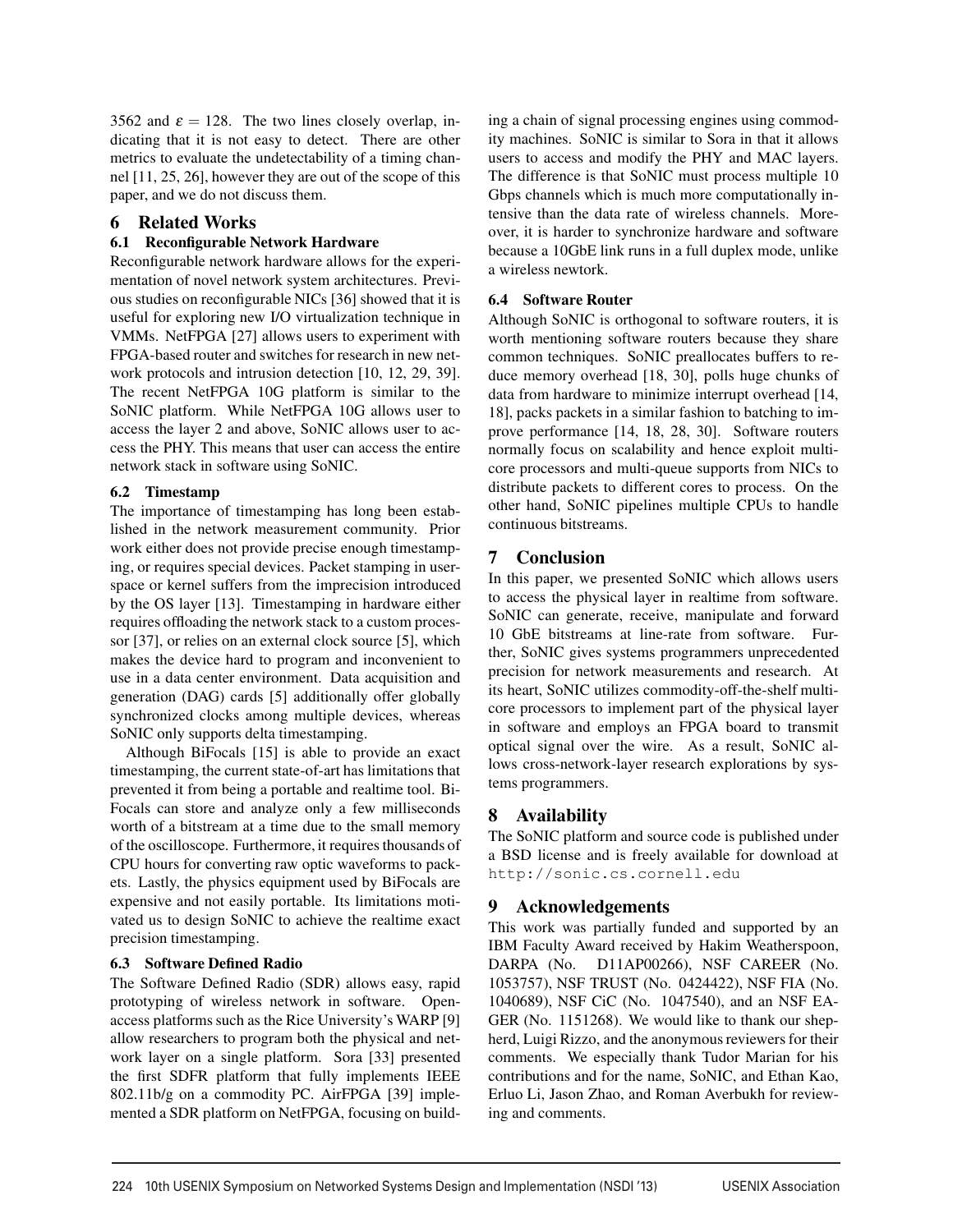3562 and $\varepsilon = 128$. The two lines closely overlap, indicating that it is not easy to detect. There are other metrics to evaluate the undetectability of a timing channel [11, 25, 26], however they are out of the scope of this paper, and we do not discuss them.

## 6 Related Works

### 6.1 Reconfigurable Network Hardware

Reconfigurable network hardware allows for the experimentation of novel network system architectures. Previous studies on reconfigurable NICs [36] showed that it is useful for exploring new I/O virtualization technique in VMMs. NetFPGA [27] allows users to experiment with FPGA-based router and switches for research in new network protocols and intrusion detection [10, 12, 29, 39]. The recent NetFPGA 10G platform is similar to the SoNIC platform. While NetFPGA 10G allows user to access the layer 2 and above, SoNIC allows user to access the PHY. This means that user can access the entire network stack in software using SoNIC.

### 6.2 Timestamp

The importance of timestamping has long been established in the network measurement community. Prior work either does not provide precise enough timestamping, or requires special devices. Packet stamping in userspace or kernel suffers from the imprecision introduced by the OS layer [13]. Timestamping in hardware either requires offloading the network stack to a custom processor [37], or relies on an external clock source [5], which makes the device hard to program and inconvenient to use in a data center environment. Data acquisition and generation (DAG) cards [5] additionally offer globally synchronized clocks among multiple devices, whereas SoNIC only supports delta timestamping.

Although BiFocals [15] is able to provide an exact timestamping, the current state-of-art has limitations that prevented it from being a portable and realtime tool. BiFocals can store and analyze only a few milliseconds worth of a bitstream at a time due to the small memory of the oscilloscope. Furthermore, it requires thousands of CPU hours for converting raw optic waveforms to packets. Lastly, the physics equipment used by BiFocals are expensive and not easily portable. Its limitations motivated us to design SoNIC to achieve the realtime exact precision timestamping.

### 6.3 Software Defined Radio

The Software Defined Radio (SDR) allows easy, rapid prototyping of wireless network in software. Open-access platforms such as the Rice University's WARP [9] allow researchers to program both the physical and network layer on a single platform. Sora [33] presented the first SDFR platform that fully implements IEEE 802.11b/g on a commodity PC. AirFPGA [39] implemented a SDR platform on NetFPGA, focusing on building a chain of signal processing engines using commodity machines. SoNIC is similar to Sora in that it allows users to access and modify the PHY and MAC layers. The difference is that SoNIC must process multiple 10 Gbps channels which is much more computationally intensive than the data rate of wireless channels. Moreover, it is harder to synchronize hardware and software because a 10GbE link runs in a full duplex mode, unlike a wireless newtork.

### 6.4 Software Router

Although SoNIC is orthogonal to software routers, it is worth mentioning software routers because they share common techniques. SoNIC preallocates buffers to reduce memory overhead [18, 30], polls huge chunks of data from hardware to minimize interrupt overhead [14, 18], packs packets in a similar fashion to batching to improve performance [14, 18, 28, 30]. Software routers normally focus on scalability and hence exploit multicore processors and multi-queue supports from NICs to distribute packets to different cores to process. On the other hand, SoNIC pipelines multiple CPUs to handle continuous bitstreams.

## 7 Conclusion

In this paper, we presented SoNIC which allows users to access the physical layer in realtime from software. SoNIC can generate, receive, manipulate and forward 10 GbE bitstreams at line-rate from software. Further, SoNIC gives systems programmers unprecedented precision for network measurements and research. At its heart, SoNIC utilizes commodity-off-the-shelf multicore processors to implement part of the physical layer in software and employs an FPGA board to transmit optical signal over the wire. As a result, SoNIC allows cross-network-layer research explorations by systems programmers.

## 8 Availability

The SoNIC platform and source code is published under a BSD license and is freely available for download at `http://sonic.cs.cornell.edu`

## 9 Acknowledgements

This work was partially funded and supported by an IBM Faculty Award received by Hakim Weatherspoon, DARPA (No. D11AP00266), NSF CAREER (No. 1053757), NSF TRUST (No. 0424422), NSF FIA (No. 1040689), NSF CiC (No. 1047540), and an NSF EAGER (No. 1151268). We would like to thank our shepherd, Luigi Rizzo, and the anonymous reviewers for their comments. We especially thank Tudor Marian for his contributions and for the name, SoNIC, and Ethan Kao, Erluo Li, Jason Zhao, and Roman Averbukh for reviewing and comments.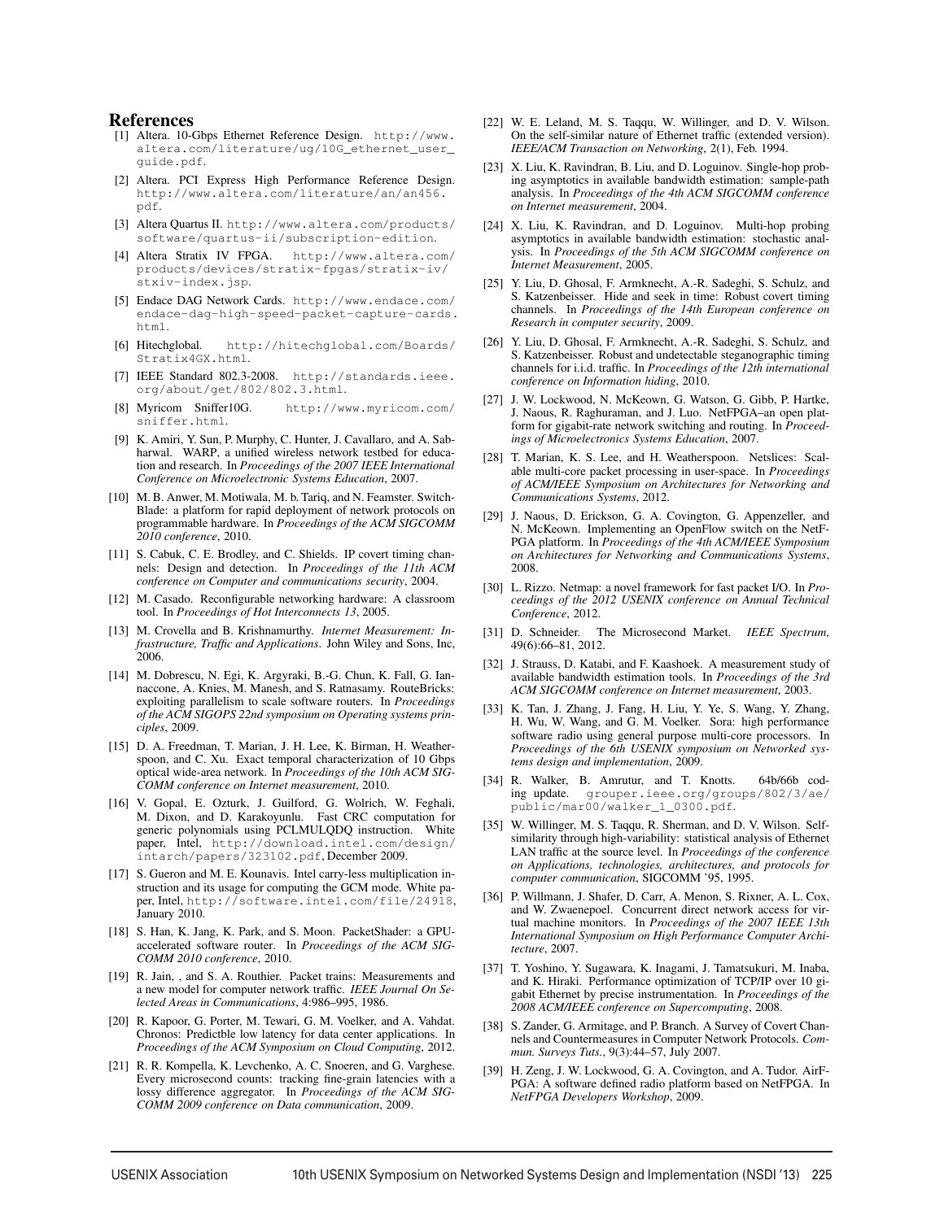## References

[1] Altera. 10-Gbps Ethernet Reference Design. http://www.altera.com/literature/ug/10G_ethernet_user_guide.pdf.

[2] Altera. PCI Express High Performance Reference Design. http://www.altera.com/literature/an/an456.pdf.

[3] Altera Quartus II. http://www.altera.com/products/software/quartus-ii/subscription-edition.

[4] Altera Stratix IV FPGA. http://www.altera.com/products/devices/stratix-fpgas/stratix-iv/stxiv-index.jsp.

[5] Endace DAG Network Cards. http://www.endace.com/endace-dag-high-speed-packet-capture-cards.html.

[6] Hitechglobal. http://hitechglobal.com/Boards/Stratix4GX.html.

[7] IEEE Standard 802.3-2008. http://standards.ieee.org/about/get/802/802.3.html.

[8] Myricom Sniffer10G. http://www.myricom.com/sniffer.html.

[9] K. Amiri, Y. Sun, P. Murphy, C. Hunter, J. Cavallaro, and A. Sabharwal. WARP, a unified wireless network testbed for education and research. In *Proceedings of the 2007 IEEE International Conference on Microelectronic Systems Education*, 2007.

[10] M. B. Anwer, M. Motiwala, M. b. Tariq, and N. Feamster. SwitchBlade: a platform for rapid deployment of network protocols on programmable hardware. In *Proceedings of the ACM SIGCOMM 2010 conference*, 2010.

[11] S. Cabuk, C. E. Brodley, and C. Shields. IP covert timing channels: Design and detection. In *Proceedings of the 11th ACM conference on Computer and communications security*, 2004.

[12] M. Casado. Reconfigurable networking hardware: A classroom tool. In *Proceedings of Hot Interconnects 13*, 2005.

[13] M. Crovella and B. Krishnamurthy. *Internet Measurement: Infrastructure, Traffic and Applications*. John Wiley and Sons, Inc, 2006.

[14] M. Dobrescu, N. Egi, K. Argyraki, B.-G. Chun, K. Fall, G. Iannaccone, A. Knies, M. Manesh, and S. Ratnasamy. RouteBricks: exploiting parallelism to scale software routers. In *Proceedings of the ACM SIGOPS 22nd symposium on Operating systems principles*, 2009.

[15] D. A. Freedman, T. Marian, J. H. Lee, K. Birman, H. Weatherspoon, and C. Xu. Exact temporal characterization of 10 Gbps optical wide-area network. In *Proceedings of the 10th ACM SIGCOMM conference on Internet measurement*, 2010.

[16] V. Gopal, E. Ozturk, J. Guilford, G. Wolrich, W. Feghali, M. Dixon, and D. Karakoyunlu. Fast CRC computation for generic polynomials using PCLMULQDQ instruction. White paper, Intel, http://download.intel.com/design/intarch/papers/323102.pdf, December 2009.

[17] S. Gueron and M. E. Kounavis. Intel carry-less multiplication instruction and its usage for computing the GCM mode. White paper, Intel, http://software.intel.com/file/24918, January 2010.

[18] S. Han, K. Jang, K. Park, and S. Moon. PacketShader: a GPU-accelerated software router. In *Proceedings of the ACM SIGCOMM 2010 conference*, 2010.

[19] R. Jain, , and S. A. Routhier. Packet trains: Measurements and a new model for computer network traffic. *IEEE Journal On Selected Areas in Communications*, 4:986–995, 1986.

[20] R. Kapoor, G. Porter, M. Tewari, G. M. Voelker, and A. Vahdat. Chronos: Predictble low latency for data center applications. In *Proceedings of the ACM Symposium on Cloud Computing*, 2012.

[21] R. R. Kompella, K. Levchenko, A. C. Snoeren, and G. Varghese. Every microsecond counts: tracking fine-grain latencies with a lossy difference aggregator. In *Proceedings of the ACM SIGCOMM 2009 conference on Data communication*, 2009.

[22] W. E. Leland, M. S. Taqqu, W. Willinger, and D. V. Wilson. On the self-similar nature of Ethernet traffic (extended version). *IEEE/ACM Transaction on Networking*, 2(1), Feb. 1994.

[23] X. Liu, K. Ravindran, B. Liu, and D. Loguinov. Single-hop probing asymptotics in available bandwidth estimation: sample-path analysis. In *Proceedings of the 4th ACM SIGCOMM conference on Internet measurement*, 2004.

[24] X. Liu, K. Ravindran, and D. Loguinov. Multi-hop probing asymptotics in available bandwidth estimation: stochastic analysis. In *Proceedings of the 5th ACM SIGCOMM conference on Internet Measurement*, 2005.

[25] Y. Liu, D. Ghosal, F. Armknecht, A.-R. Sadeghi, S. Schulz, and S. Katzenbeisser. Hide and seek in time: Robust covert timing channels. In *Proceedings of the 14th European conference on Research in computer security*, 2009.

[26] Y. Liu, D. Ghosal, F. Armknecht, A.-R. Sadeghi, S. Schulz, and S. Katzenbeisser. Robust and undetectable steganographic timing channels for i.i.d. traffic. In *Proceedings of the 12th international conference on Information hiding*, 2010.

[27] J. W. Lockwood, N. McKeown, G. Watson, G. Gibb, P. Hartke, J. Naous, R. Raghuraman, and J. Luo. NetFPGA–an open platform for gigabit-rate network switching and routing. In *Proceedings of Microelectronics Systems Education*, 2007.

[28] T. Marian, K. S. Lee, and H. Weatherspoon. Netslices: Scalable multi-core packet processing in user-space. In *Proceedings of ACM/IEEE Symposium on Architectures for Networking and Communications Systems*, 2012.

[29] J. Naous, D. Erickson, G. A. Covington, G. Appenzeller, and N. McKeown. Implementing an OpenFlow switch on the NetFPGA platform. In *Proceedings of the 4th ACM/IEEE Symposium on Architectures for Networking and Communications Systems*, 2008.

[30] L. Rizzo. Netmap: a novel framework for fast packet I/O. In *Proceedings of the 2012 USENIX conference on Annual Technical Conference*, 2012.

[31] D. Schneider. The Microsecond Market. *IEEE Spectrum*, 49(6):66–81, 2012.

[32] J. Strauss, D. Katabi, and F. Kaashoek. A measurement study of available bandwidth estimation tools. In *Proceedings of the 3rd ACM SIGCOMM conference on Internet measurement*, 2003.

[33] K. Tan, J. Zhang, J. Fang, H. Liu, Y. Ye, S. Wang, Y. Zhang, H. Wu, W. Wang, and G. M. Voelker. Sora: high performance software radio using general purpose multi-core processors. In *Proceedings of the 6th USENIX symposium on Networked systems design and implementation*, 2009.

[34] R. Walker, B. Amrutur, and T. Knotts. 64b/66b coding update. grouper.ieee.org/groups/802/3/ae/public/mar00/walker_1_0300.pdf.

[35] W. Willinger, M. S. Taqqu, R. Sherman, and D. V. Wilson. Self-similarity through high-variability: statistical analysis of Ethernet LAN traffic at the source level. In *Proceedings of the conference on Applications, technologies, architectures, and protocols for computer communication*, SIGCOMM '95, 1995.

[36] P. Willmann, J. Shafer, D. Carr, A. Menon, S. Rixner, A. L. Cox, and W. Zwaenepoel. Concurrent direct network access for virtual machine monitors. In *Proceedings of the 2007 IEEE 13th International Symposium on High Performance Computer Architecture*, 2007.

[37] T. Yoshino, Y. Sugawara, K. Inagami, J. Tamatsukuri, M. Inaba, and K. Hiraki. Performance optimization of TCP/IP over 10 gigabit Ethernet by precise instrumentation. In *Proceedings of the 2008 ACM/IEEE conference on Supercomputing*, 2008.

[38] S. Zander, G. Armitage, and P. Branch. A Survey of Covert Channels and Countermeasures in Computer Network Protocols. *Commun. Surveys Tuts.*, 9(3):44–57, July 2007.

[39] H. Zeng, J. W. Lockwood, G. A. Covington, and A. Tudor. AirFPGA: A software defined radio platform based on NetFPGA. In *NetFPGA Developers Workshop*, 2009.